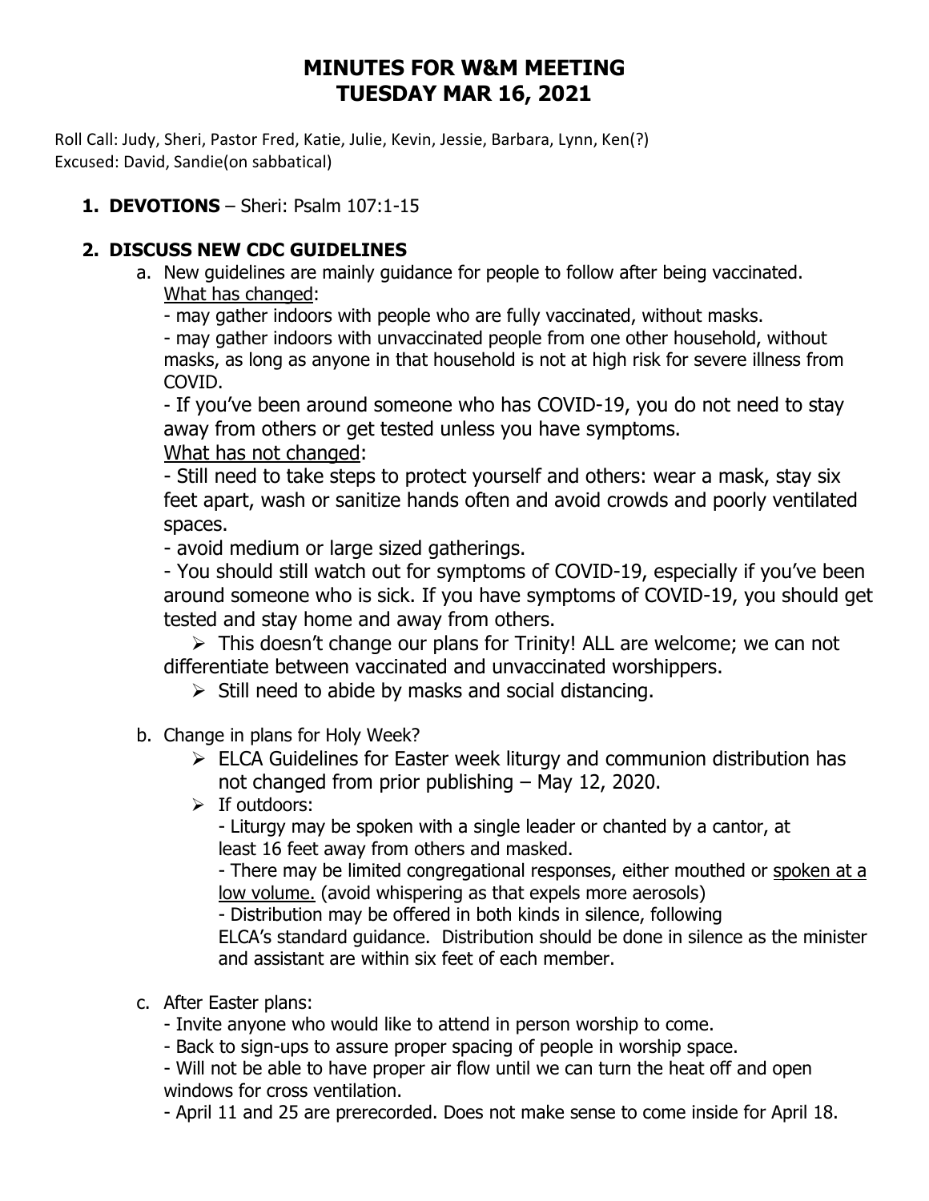# MINUTES FOR W&M MEETING
# TUESDAY MAR 16, 2021

Roll Call: Judy, Sheri, Pastor Fred, Katie, Julie, Kevin, Jessie, Barbara, Lynn, Ken(?)
Excused: David, Sandie(on sabbatical)

1. **DEVOTIONS** – Sheri: Psalm 107:1-15

2. **DISCUSS NEW CDC GUIDELINES**
   a. New guidelines are mainly guidance for people to follow after being vaccinated.
   What has changed:
   - may gather indoors with people who are fully vaccinated, without masks.
   - may gather indoors with unvaccinated people from one other household, without masks, as long as anyone in that household is not at high risk for severe illness from COVID.
   - If you've been around someone who has COVID-19, you do not need to stay away from others or get tested unless you have symptoms.

   What has not changed:
   - Still need to take steps to protect yourself and others: wear a mask, stay six feet apart, wash or sanitize hands often and avoid crowds and poorly ventilated spaces.
   - avoid medium or large sized gatherings.
   - You should still watch out for symptoms of COVID-19, especially if you've been around someone who is sick. If you have symptoms of COVID-19, you should get tested and stay home and away from others.
     - This doesn't change our plans for Trinity! ALL are welcome; we can not differentiate between vaccinated and unvaccinated worshippers.
     - Still need to abide by masks and social distancing.

   b. Change in plans for Holy Week?
     - ELCA Guidelines for Easter week liturgy and communion distribution has not changed from prior publishing – May 12, 2020.
     - If outdoors:
       - Liturgy may be spoken with a single leader or chanted by a cantor, at least 16 feet away from others and masked.
       - There may be limited congregational responses, either mouthed or spoken at a low volume. (avoid whispering as that expels more aerosols)
       - Distribution may be offered in both kinds in silence, following ELCA's standard guidance. Distribution should be done in silence as the minister and assistant are within six feet of each member.

   c. After Easter plans:
   - Invite anyone who would like to attend in person worship to come.
   - Back to sign-ups to assure proper spacing of people in worship space.
   - Will not be able to have proper air flow until we can turn the heat off and open windows for cross ventilation.
   - April 11 and 25 are prerecorded. Does not make sense to come inside for April 18.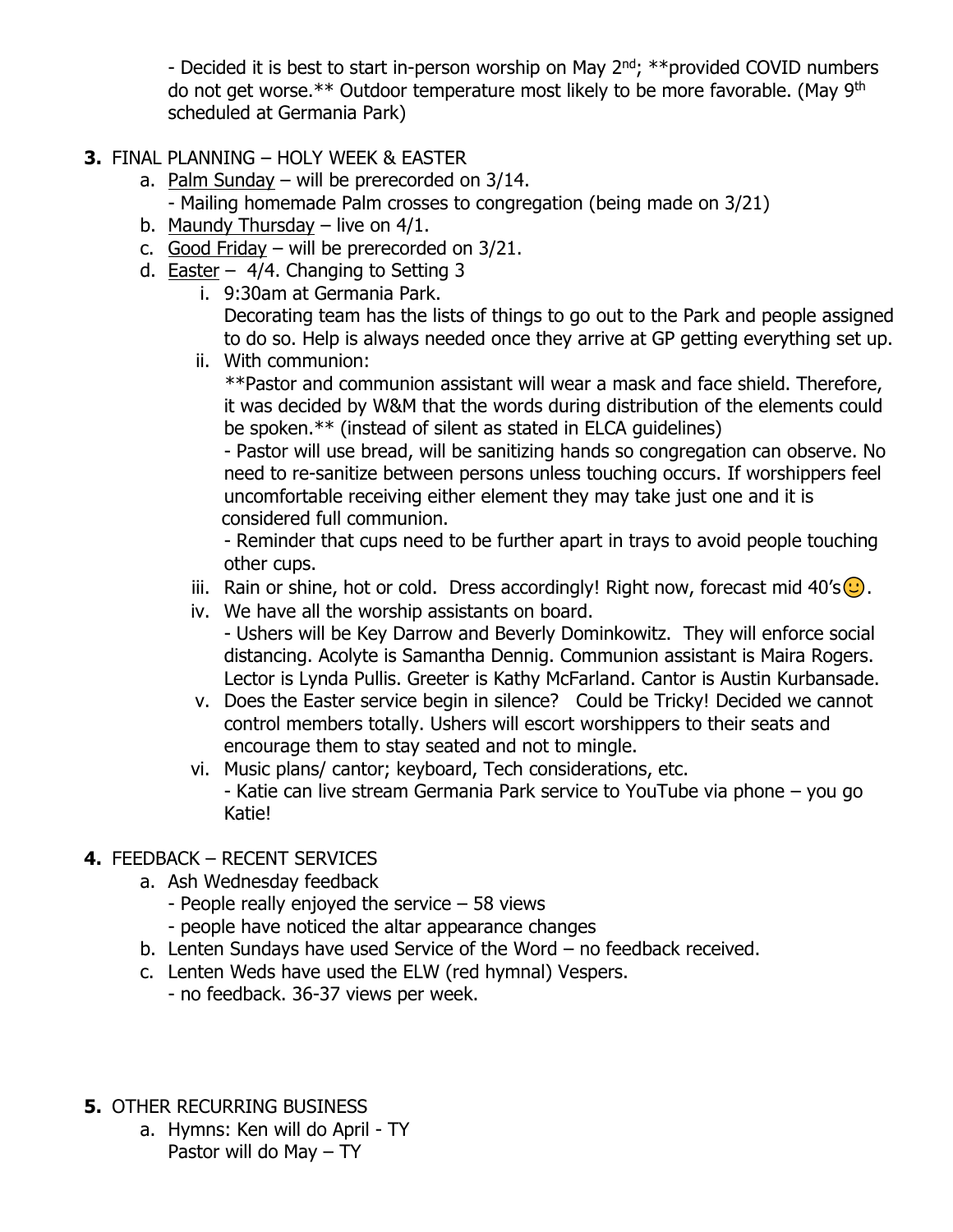- Decided it is best to start in-person worship on May 2nd; **provided COVID numbers do not get worse.** Outdoor temperature most likely to be more favorable. (May 9th scheduled at Germania Park)

**3.** FINAL PLANNING – HOLY WEEK & EASTER

a. Palm Sunday – will be prerecorded on 3/14.
   - Mailing homemade Palm crosses to congregation (being made on 3/21)

b. Maundy Thursday – live on 4/1.

c. Good Friday – will be prerecorded on 3/21.

d. Easter – 4/4. Changing to Setting 3

   i. 9:30am at Germania Park.
      Decorating team has the lists of things to go out to the Park and people assigned to do so. Help is always needed once they arrive at GP getting everything set up.

   ii. With communion:
      **Pastor and communion assistant will wear a mask and face shield. Therefore, it was decided by W&M that the words during distribution of the elements could be spoken.** (instead of silent as stated in ELCA guidelines)
      - Pastor will use bread, will be sanitizing hands so congregation can observe. No need to re-sanitize between persons unless touching occurs. If worshippers feel uncomfortable receiving either element they may take just one and it is considered full communion.
      - Reminder that cups need to be further apart in trays to avoid people touching other cups.

   iii. Rain or shine, hot or cold. Dress accordingly! Right now, forecast mid 40's☺.

   iv. We have all the worship assistants on board.
      - Ushers will be Key Darrow and Beverly Dominkowitz. They will enforce social distancing. Acolyte is Samantha Dennig. Communion assistant is Maira Rogers. Lector is Lynda Pullis. Greeter is Kathy McFarland. Cantor is Austin Kurbansade.

   v. Does the Easter service begin in silence? Could be Tricky! Decided we cannot control members totally. Ushers will escort worshippers to their seats and encourage them to stay seated and not to mingle.

   vi. Music plans/ cantor; keyboard, Tech considerations, etc.
      - Katie can live stream Germania Park service to YouTube via phone – you go Katie!

**4.** FEEDBACK – RECENT SERVICES

a. Ash Wednesday feedback
   - People really enjoyed the service – 58 views
   - people have noticed the altar appearance changes

b. Lenten Sundays have used Service of the Word – no feedback received.

c. Lenten Weds have used the ELW (red hymnal) Vespers.
   - no feedback. 36-37 views per week.

**5.** OTHER RECURRING BUSINESS

a. Hymns: Ken will do April - TY
   Pastor will do May – TY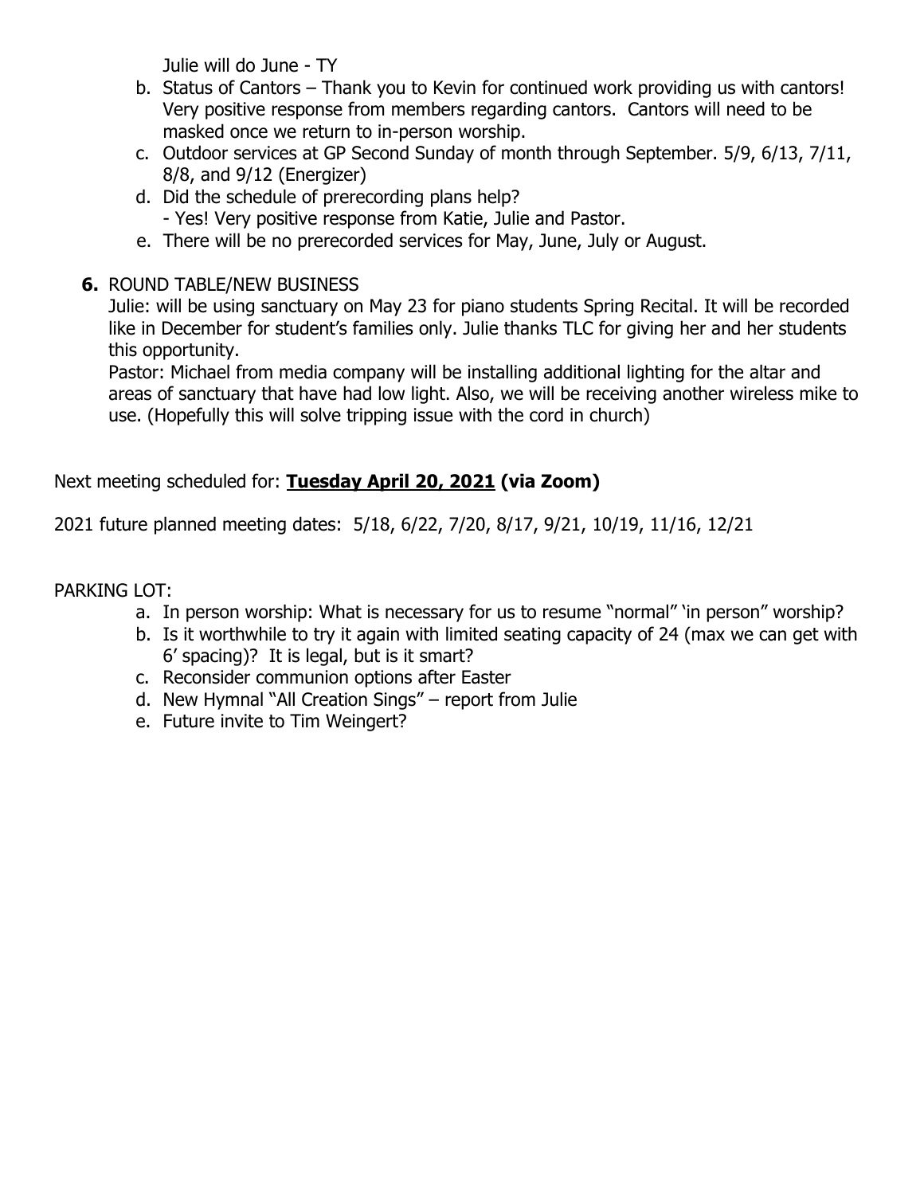Julie will do June - TY

b. Status of Cantors – Thank you to Kevin for continued work providing us with cantors! Very positive response from members regarding cantors. Cantors will need to be masked once we return to in-person worship.
c. Outdoor services at GP Second Sunday of month through September. 5/9, 6/13, 7/11, 8/8, and 9/12 (Energizer)
d. Did the schedule of prerecording plans help?
   - Yes! Very positive response from Katie, Julie and Pastor.
e. There will be no prerecorded services for May, June, July or August.

**6.** ROUND TABLE/NEW BUSINESS

Julie: will be using sanctuary on May 23 for piano students Spring Recital. It will be recorded like in December for student's families only. Julie thanks TLC for giving her and her students this opportunity.

Pastor: Michael from media company will be installing additional lighting for the altar and areas of sanctuary that have had low light. Also, we will be receiving another wireless mike to use. (Hopefully this will solve tripping issue with the cord in church)

Next meeting scheduled for: **Tuesday April 20, 2021 (via Zoom)**

2021 future planned meeting dates: 5/18, 6/22, 7/20, 8/17, 9/21, 10/19, 11/16, 12/21

PARKING LOT:

a. In person worship: What is necessary for us to resume "normal" 'in person" worship?
b. Is it worthwhile to try it again with limited seating capacity of 24 (max we can get with 6' spacing)? It is legal, but is it smart?
c. Reconsider communion options after Easter
d. New Hymnal "All Creation Sings" – report from Julie
e. Future invite to Tim Weingert?